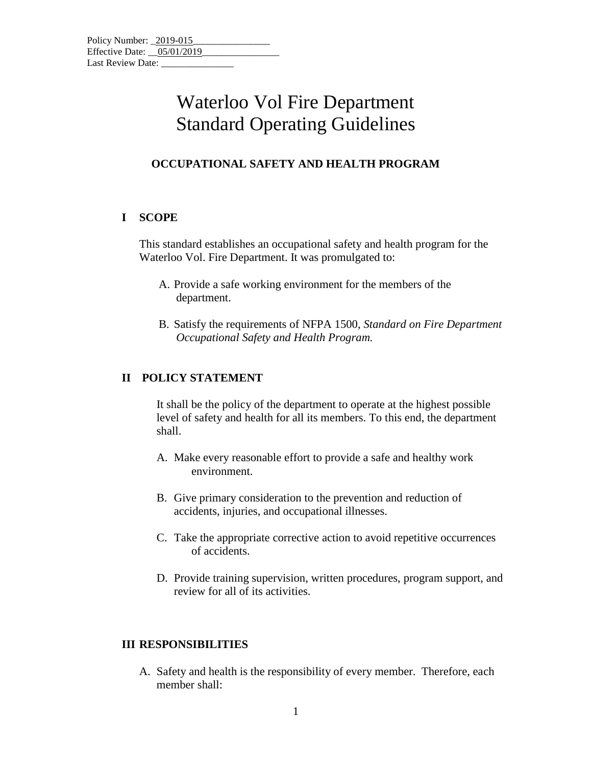Policy Number: _2019-015________________
Effective Date: __05/01/2019________________
Last Review Date: _______________

# Waterloo Vol Fire Department
# Standard Operating Guidelines

## OCCUPATIONAL SAFETY AND HEALTH PROGRAM

### I SCOPE

This standard establishes an occupational safety and health program for the Waterloo Vol. Fire Department. It was promulgated to:

A. Provide a safe working environment for the members of the department.

B. Satisfy the requirements of NFPA 1500, *Standard on Fire Department Occupational Safety and Health Program.*

### II POLICY STATEMENT

It shall be the policy of the department to operate at the highest possible level of safety and health for all its members. To this end, the department shall.

A. Make every reasonable effort to provide a safe and healthy work environment.

B. Give primary consideration to the prevention and reduction of accidents, injuries, and occupational illnesses.

C. Take the appropriate corrective action to avoid repetitive occurrences of accidents.

D. Provide training supervision, written procedures, program support, and review for all of its activities.

### III RESPONSIBILITIES

A. Safety and health is the responsibility of every member. Therefore, each member shall: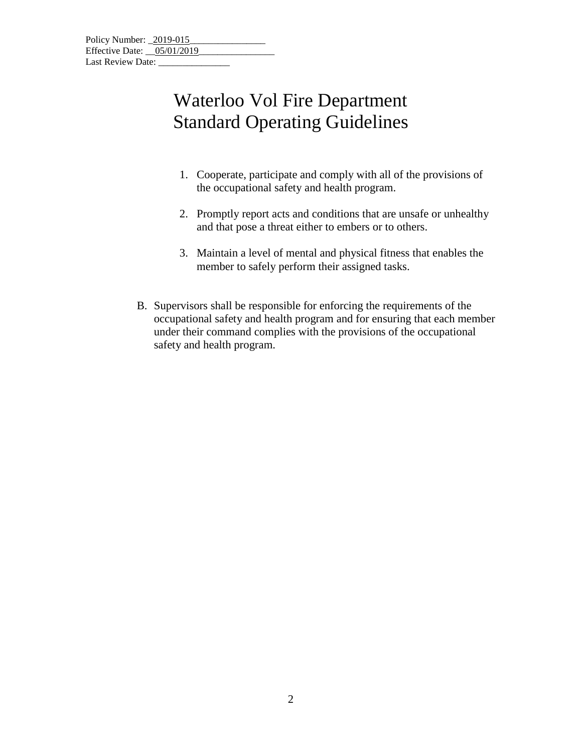Policy Number: _2019-015________________
Effective Date: __05/01/2019________________
Last Review Date: _______________

# Waterloo Vol Fire Department
# Standard Operating Guidelines

1. Cooperate, participate and comply with all of the provisions of the occupational safety and health program.

2. Promptly report acts and conditions that are unsafe or unhealthy and that pose a threat either to embers or to others.

3. Maintain a level of mental and physical fitness that enables the member to safely perform their assigned tasks.

B. Supervisors shall be responsible for enforcing the requirements of the occupational safety and health program and for ensuring that each member under their command complies with the provisions of the occupational safety and health program.